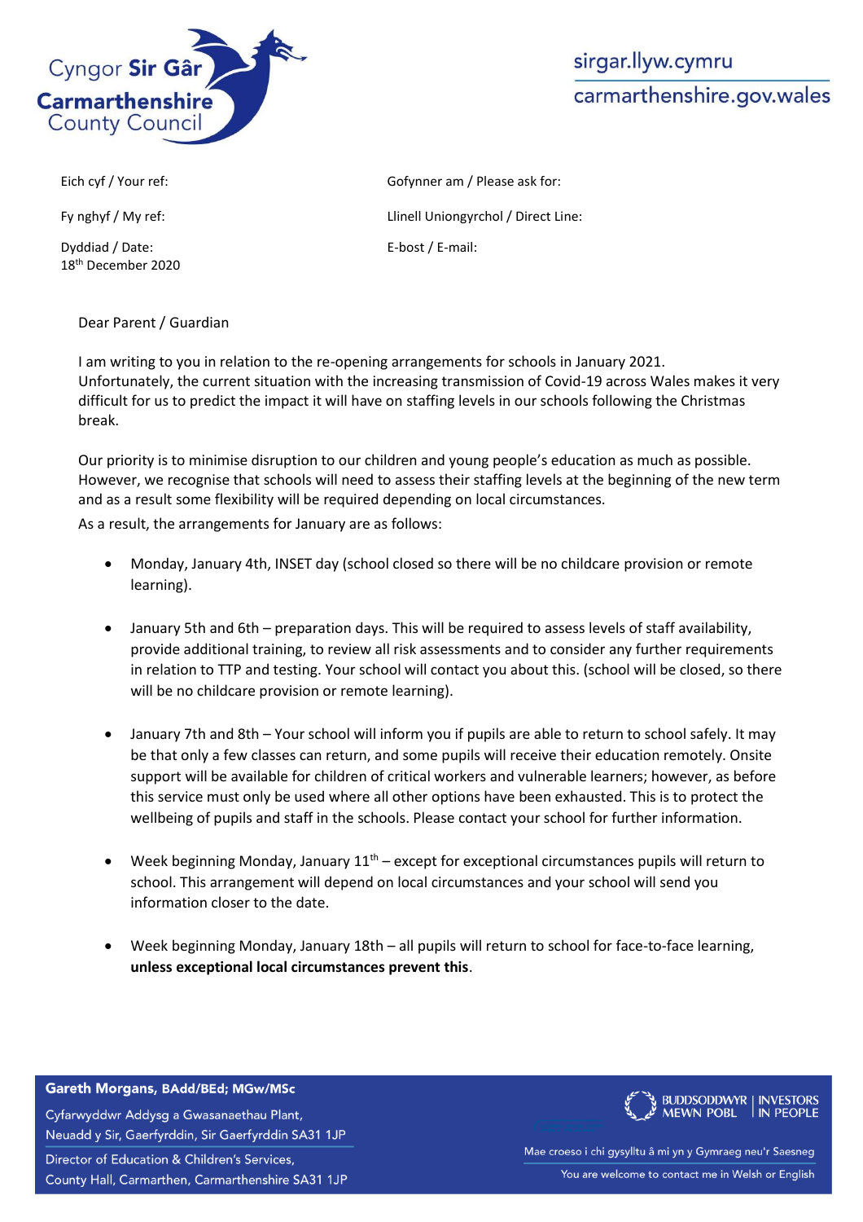Cyngor **Sir Gâr**
**Carmarthenshire**
County Council

sirgar.llyw.cymru
carmarthenshire.gov.wales

| | |
|---|---|
| Eich cyf / Your ref: | Gofynner am / Please ask for: |
| Fy nghyf / My ref: | Llinell Uniongyrchol / Direct Line: |
| Dyddiad / Date: 18th December 2020 | E-bost / E-mail: |

Dear Parent / Guardian

I am writing to you in relation to the re-opening arrangements for schools in January 2021. Unfortunately, the current situation with the increasing transmission of Covid-19 across Wales makes it very difficult for us to predict the impact it will have on staffing levels in our schools following the Christmas break.

Our priority is to minimise disruption to our children and young people's education as much as possible. However, we recognise that schools will need to assess their staffing levels at the beginning of the new term and as a result some flexibility will be required depending on local circumstances.

As a result, the arrangements for January are as follows:

- Monday, January 4th, INSET day (school closed so there will be no childcare provision or remote learning).
- January 5th and 6th – preparation days. This will be required to assess levels of staff availability, provide additional training, to review all risk assessments and to consider any further requirements in relation to TTP and testing. Your school will contact you about this. (school will be closed, so there will be no childcare provision or remote learning).
- January 7th and 8th – Your school will inform you if pupils are able to return to school safely. It may be that only a few classes can return, and some pupils will receive their education remotely. Onsite support will be available for children of critical workers and vulnerable learners; however, as before this service must only be used where all other options have been exhausted. This is to protect the wellbeing of pupils and staff in the schools. Please contact your school for further information.
- Week beginning Monday, January 11th – except for exceptional circumstances pupils will return to school. This arrangement will depend on local circumstances and your school will send you information closer to the date.
- Week beginning Monday, January 18th – all pupils will return to school for face-to-face learning, **unless exceptional local circumstances prevent this**.

**Gareth Morgans, BAdd/BEd; MGw/MSc**
Cyfarwyddwr Addysg a Gwasanaethau Plant,
Neuadd y Sir, Caerfyrddin, Sir Gaerfyrddin SA31 1JP
Director of Education & Children's Services,
County Hall, Carmarthen, Carmarthenshire SA31 1JP

BUDDSODDWYR MEWN POBL | INVESTORS IN PEOPLE

Mae croeso i chi gysylltu â mi yn y Gymraeg neu'r Saesneg
You are welcome to contact me in Welsh or English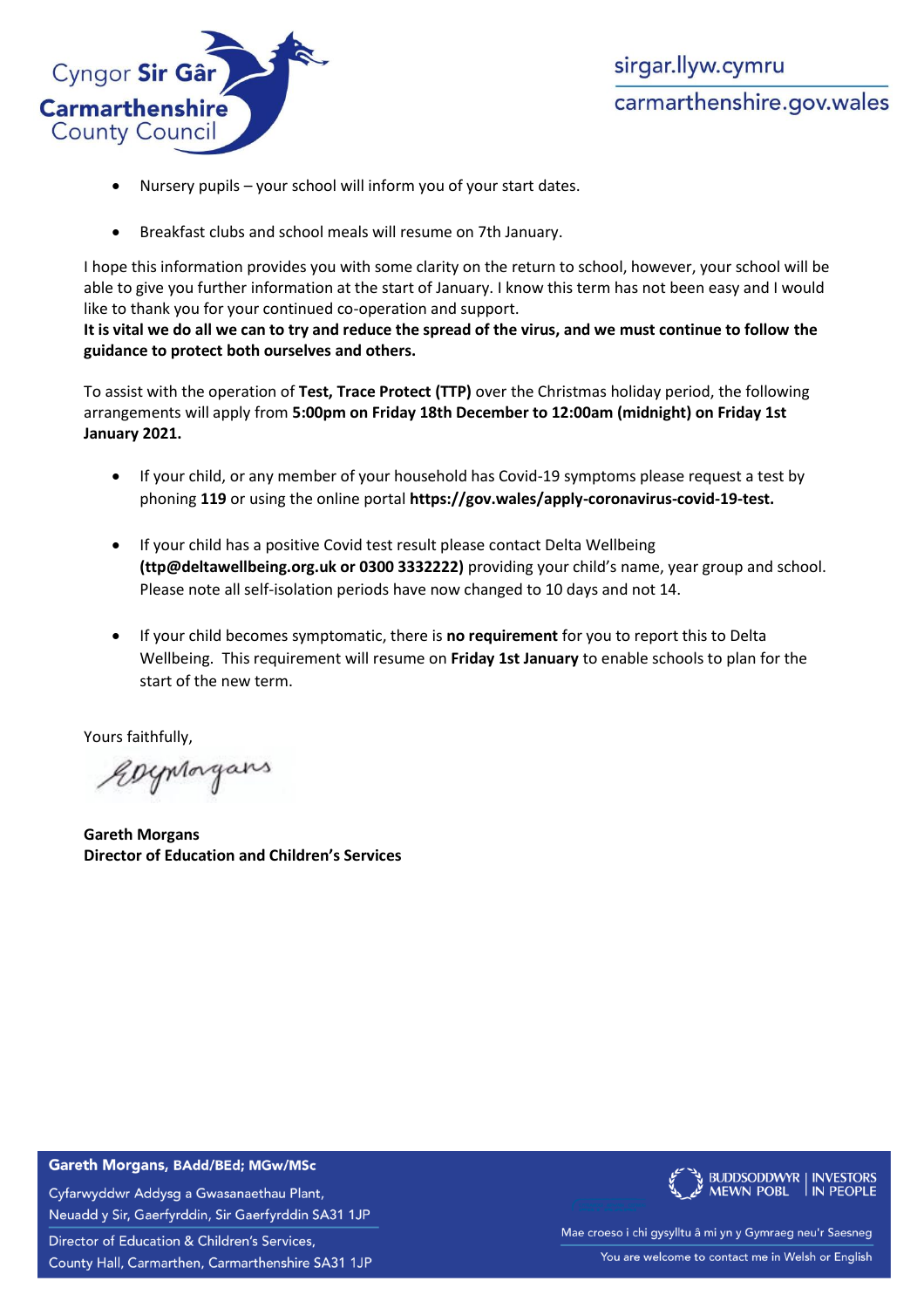- Nursery pupils – your school will inform you of your start dates.
- Breakfast clubs and school meals will resume on 7th January.

I hope this information provides you with some clarity on the return to school, however, your school will be able to give you further information at the start of January. I know this term has not been easy and I would like to thank you for your continued co-operation and support.
**It is vital we do all we can to try and reduce the spread of the virus, and we must continue to follow the guidance to protect both ourselves and others.**

To assist with the operation of **Test, Trace Protect (TTP)** over the Christmas holiday period, the following arrangements will apply from **5:00pm on Friday 18th December to 12:00am (midnight) on Friday 1st January 2021.**

- If your child, or any member of your household has Covid-19 symptoms please request a test by phoning **119** or using the online portal **https://gov.wales/apply-coronavirus-covid-19-test.**
- If your child has a positive Covid test result please contact Delta Wellbeing **(ttp@deltawellbeing.org.uk or 0300 3332222)** providing your child's name, year group and school. Please note all self-isolation periods have now changed to 10 days and not 14.
- If your child becomes symptomatic, there is **no requirement** for you to report this to Delta Wellbeing. This requirement will resume on **Friday 1st January** to enable schools to plan for the start of the new term.

Yours faithfully,

**Gareth Morgans**
**Director of Education and Children's Services**